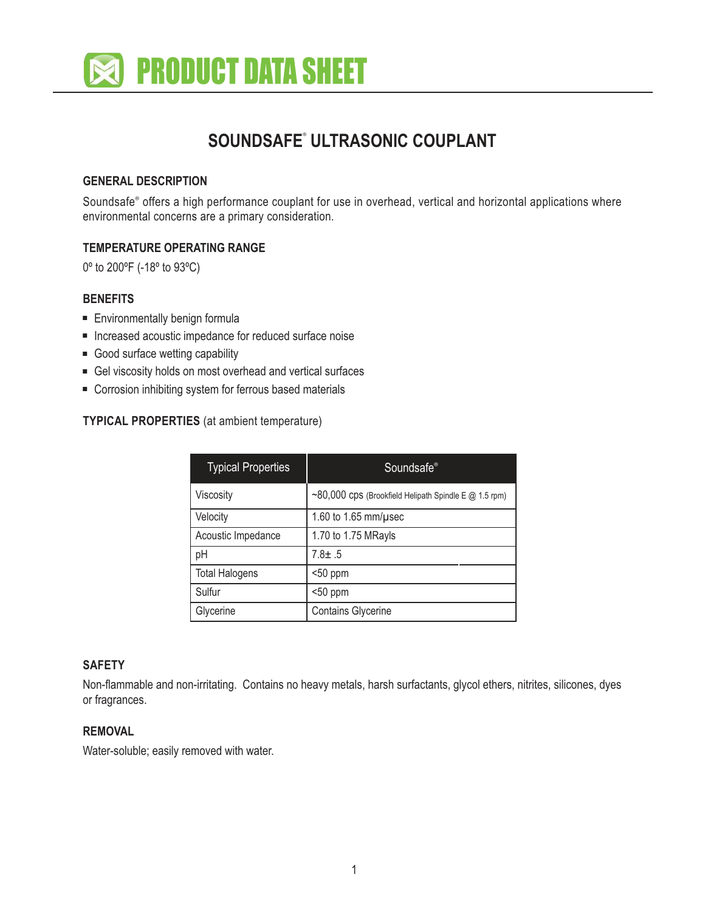# PRODUCT DATA SHEET

## SOUNDSAFE® ULTRASONIC COUPLANT

### GENERAL DESCRIPTION

Soundsafe® offers a high performance couplant for use in overhead, vertical and horizontal applications where environmental concerns are a primary consideration.

### TEMPERATURE OPERATING RANGE

0º to 200ºF (-18º to 93ºC)

### BENEFITS

- Environmentally benign formula
- Increased acoustic impedance for reduced surface noise
- Good surface wetting capability
- Gel viscosity holds on most overhead and vertical surfaces
- Corrosion inhibiting system for ferrous based materials

### TYPICAL PROPERTIES (at ambient temperature)

| Typical Properties | Soundsafe® |
|---|---|
| Viscosity | ~80,000 cps (Brookfield Helipath Spindle E @ 1.5 rpm) |
| Velocity | 1.60 to 1.65 mm/µsec |
| Acoustic Impedance | 1.70 to 1.75 MRayls |
| pH | 7.8± .5 |
| Total Halogens | <50 ppm |
| Sulfur | <50 ppm |
| Glycerine | Contains Glycerine |

### SAFETY

Non-flammable and non-irritating. Contains no heavy metals, harsh surfactants, glycol ethers, nitrites, silicones, dyes or fragrances.

### REMOVAL

Water-soluble; easily removed with water.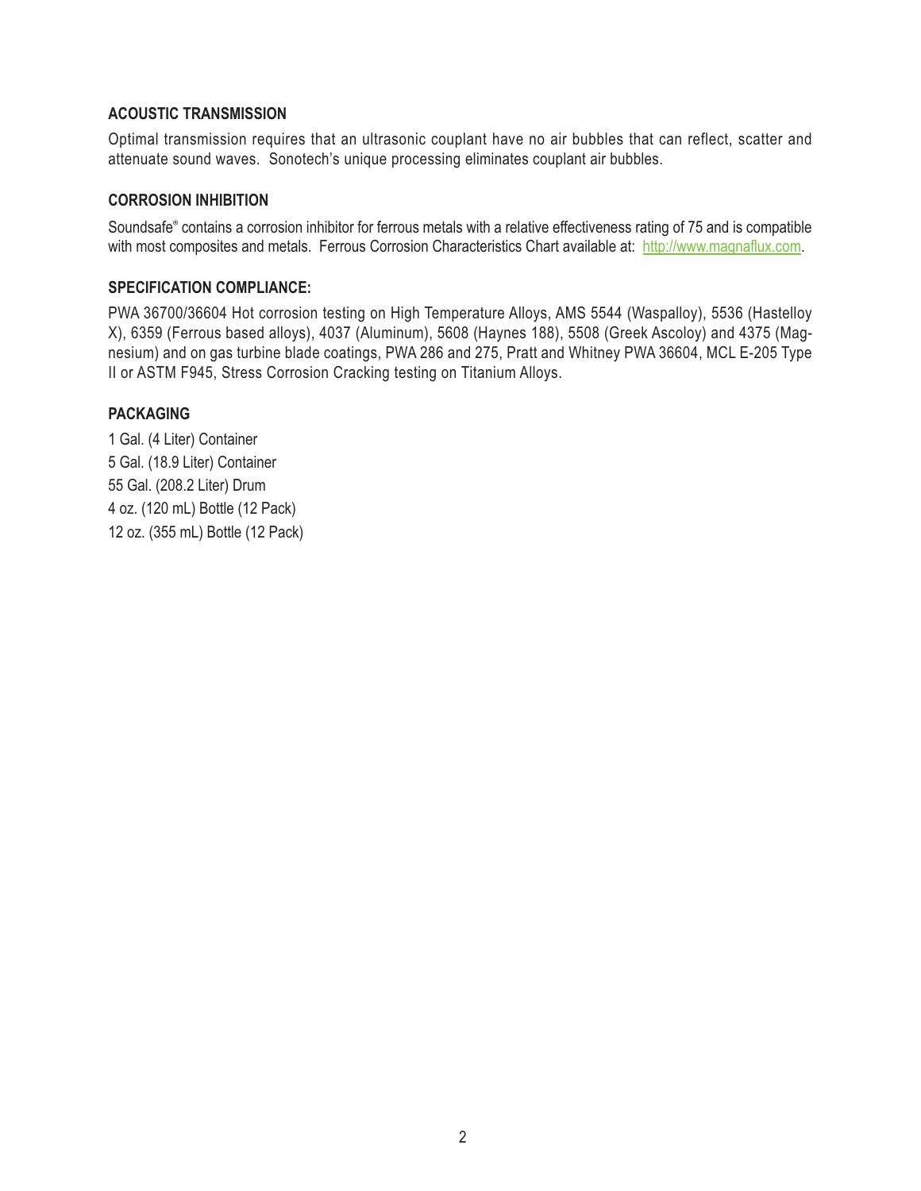### ACOUSTIC TRANSMISSION

Optimal transmission requires that an ultrasonic couplant have no air bubbles that can reflect, scatter and attenuate sound waves. Sonotech's unique processing eliminates couplant air bubbles.

### CORROSION INHIBITION

Soundsafe® contains a corrosion inhibitor for ferrous metals with a relative effectiveness rating of 75 and is compatible with most composites and metals. Ferrous Corrosion Characteristics Chart available at: http://www.magnaflux.com.

### SPECIFICATION COMPLIANCE:

PWA 36700/36604 Hot corrosion testing on High Temperature Alloys, AMS 5544 (Waspalloy), 5536 (Hastelloy X), 6359 (Ferrous based alloys), 4037 (Aluminum), 5608 (Haynes 188), 5508 (Greek Ascoloy) and 4375 (Magnesium) and on gas turbine blade coatings, PWA 286 and 275, Pratt and Whitney PWA 36604, MCL E-205 Type II or ASTM F945, Stress Corrosion Cracking testing on Titanium Alloys.

### PACKAGING

1 Gal. (4 Liter) Container
5 Gal. (18.9 Liter) Container
55 Gal. (208.2 Liter) Drum
4 oz. (120 mL) Bottle (12 Pack)
12 oz. (355 mL) Bottle (12 Pack)